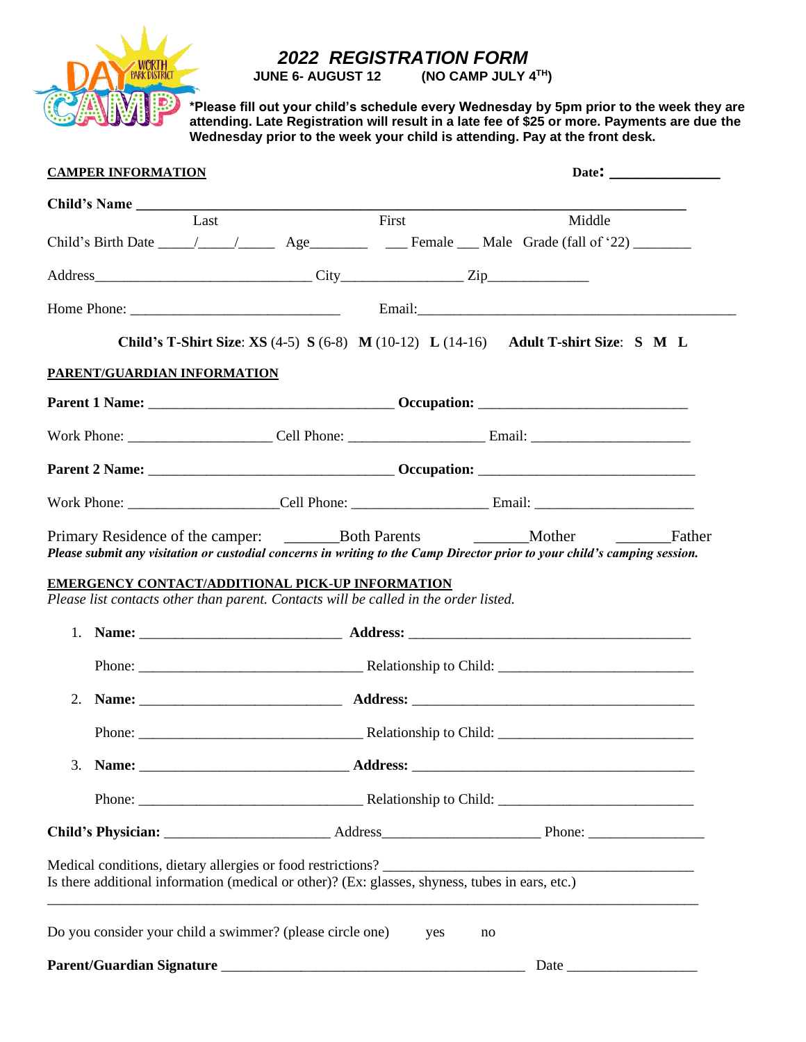# 2022 REGISTRATION FORM

**JUNE 6- AUGUST 12 (NO CAMP JULY 4TH)**

**\*Please fill out your child's schedule every Wednesday by 5pm prior to the week they are attending. Late Registration will result in a late fee of $25 or more. Payments are due the Wednesday prior to the week your child is attending. Pay at the front desk.**

**CAMPER INFORMATION** **Date:** _______________

**Child's Name** ______________________________________________________________

Last First Middle

Child's Birth Date _____/_____/_____ Age________ ___ Female ___ Male Grade (fall of '22) ________

Address______________________________ City________________ Zip______________

Home Phone: _____________________________ Email:_____________________________________________

**Child's T-Shirt Size**: **XS** (4-5) **S** (6-8) **M** (10-12) **L** (14-16) **Adult T-shirt Size**: **S M L**

**PARENT/GUARDIAN INFORMATION**

**Parent 1 Name:** _________________________________ **Occupation:** ____________________________

Work Phone: ___________________ Cell Phone: __________________ Email: _____________________

**Parent 2 Name:** _________________________________ **Occupation:** _____________________________

Work Phone: ____________________Cell Phone: __________________ Email: _____________________

Primary Residence of the camper: _______Both Parents _______Mother _______Father

***Please submit any visitation or custodial concerns in writing to the Camp Director prior to your child's camping session.***

**EMERGENCY CONTACT/ADDITIONAL PICK-UP INFORMATION**

*Please list contacts other than parent. Contacts will be called in the order listed.*

1. **Name:** ___________________________ **Address:** ______________________________________

   Phone: ______________________________ Relationship to Child: __________________________

2. **Name:** ___________________________ **Address:** ______________________________________

   Phone: ______________________________ Relationship to Child: __________________________

3. **Name:** ____________________________ **Address:** ______________________________________

   Phone: ______________________________ Relationship to Child: __________________________

**Child's Physician:** ______________________ Address_____________________ Phone: ________________

Medical conditions, dietary allergies or food restrictions? ___________________________________________

Is there additional information (medical or other)? (Ex: glasses, shyness, tubes in ears, etc.)

_____________________________________________________________________________________

Do you consider your child a swimmer? (please circle one) yes no

**Parent/Guardian Signature** _________________________________________ Date __________________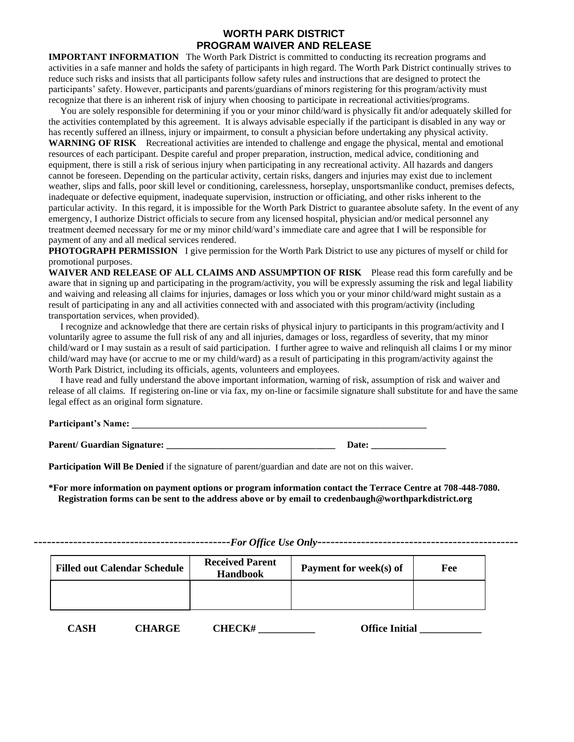# WORTH PARK DISTRICT
# PROGRAM WAIVER AND RELEASE

**IMPORTANT INFORMATION** The Worth Park District is committed to conducting its recreation programs and activities in a safe manner and holds the safety of participants in high regard. The Worth Park District continually strives to reduce such risks and insists that all participants follow safety rules and instructions that are designed to protect the participants' safety. However, participants and parents/guardians of minors registering for this program/activity must recognize that there is an inherent risk of injury when choosing to participate in recreational activities/programs.

You are solely responsible for determining if you or your minor child/ward is physically fit and/or adequately skilled for the activities contemplated by this agreement. It is always advisable especially if the participant is disabled in any way or has recently suffered an illness, injury or impairment, to consult a physician before undertaking any physical activity.

**WARNING OF RISK** Recreational activities are intended to challenge and engage the physical, mental and emotional resources of each participant. Despite careful and proper preparation, instruction, medical advice, conditioning and equipment, there is still a risk of serious injury when participating in any recreational activity. All hazards and dangers cannot be foreseen. Depending on the particular activity, certain risks, dangers and injuries may exist due to inclement weather, slips and falls, poor skill level or conditioning, carelessness, horseplay, unsportsmanlike conduct, premises defects, inadequate or defective equipment, inadequate supervision, instruction or officiating, and other risks inherent to the particular activity. In this regard, it is impossible for the Worth Park District to guarantee absolute safety. In the event of any emergency, I authorize District officials to secure from any licensed hospital, physician and/or medical personnel any treatment deemed necessary for me or my minor child/ward's immediate care and agree that I will be responsible for payment of any and all medical services rendered.

**PHOTOGRAPH PERMISSION** I give permission for the Worth Park District to use any pictures of myself or child for promotional purposes.

**WAIVER AND RELEASE OF ALL CLAIMS AND ASSUMPTION OF RISK** Please read this form carefully and be aware that in signing up and participating in the program/activity, you will be expressly assuming the risk and legal liability and waiving and releasing all claims for injuries, damages or loss which you or your minor child/ward might sustain as a result of participating in any and all activities connected with and associated with this program/activity (including transportation services, when provided).

I recognize and acknowledge that there are certain risks of physical injury to participants in this program/activity and I voluntarily agree to assume the full risk of any and all injuries, damages or loss, regardless of severity, that my minor child/ward or I may sustain as a result of said participation. I further agree to waive and relinquish all claims I or my minor child/ward may have (or accrue to me or my child/ward) as a result of participating in this program/activity against the Worth Park District, including its officials, agents, volunteers and employees.

I have read and fully understand the above important information, warning of risk, assumption of risk and waiver and release of all claims. If registering on-line or via fax, my on-line or facsimile signature shall substitute for and have the same legal effect as an original form signature.

**Participant's Name:** ____________________________________________________________

**Parent/ Guardian Signature:** ___________________________________ **Date:** _______________

**Participation Will Be Denied** if the signature of parent/guardian and date are not on this waiver.

**\*For more information on payment options or program information contact the Terrace Centre at 708-448-7080. Registration forms can be sent to the address above or by email to credenbaugh@worthparkdistrict.org**

---------------------------------------------*For Office Use Only*---------------------------------------------

| Filled out Calendar Schedule | Received Parent Handbook | Payment for week(s) of | Fee |
|---|---|---|---|
| | | | |

**CASH** **CHARGE** **CHECK#** ___________ **Office Initial** ____________